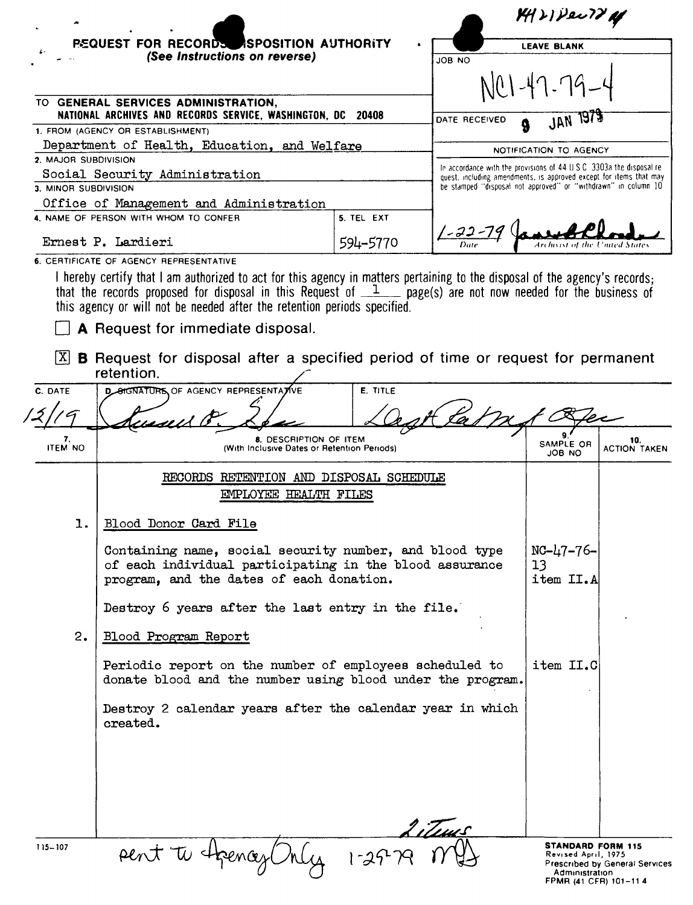NN21Dec78

**REQUEST FOR RECORDS DISPOSITION AUTHORITY**
*(See Instructions on reverse)*

**LEAVE BLANK**

JOB NO: NC1-47-79-4

DATE RECEIVED: 9 JAN 1979

**NOTIFICATION TO AGENCY**

In accordance with the provisions of 44 U.S.C. 3303a the disposal request, including amendments, is approved except for items that may be stamped "disposal not approved" or "withdrawn" in column 10

1-22-79 — Date — Archivist of the United States

TO **GENERAL SERVICES ADMINISTRATION, NATIONAL ARCHIVES AND RECORDS SERVICE, WASHINGTON, DC 20408**

1. FROM (AGENCY OR ESTABLISHMENT): Department of Health, Education, and Welfare
2. MAJOR SUBDIVISION: Social Security Administration
3. MINOR SUBDIVISION: Office of Management and Administration
4. NAME OF PERSON WITH WHOM TO CONFER: Ernest P. Lardieri
5. TEL EXT: 594-5770

6. CERTIFICATE OF AGENCY REPRESENTATIVE

I hereby certify that I am authorized to act for this agency in matters pertaining to the disposal of the agency's records; that the records proposed for disposal in this Request of 1 page(s) are not now needed for the business of this agency or will not be needed after the retention periods specified.

☐ **A** Request for immediate disposal.

☒ **B** Request for disposal after a specified period of time or request for permanent retention.

| C. DATE | D. SIGNATURE OF AGENCY REPRESENTATIVE | E. TITLE |
|---|---|---|
| 12/19 | Russell B. [signature] | Dep't Rec Mgt Offcr |

| 7. ITEM NO | 8. DESCRIPTION OF ITEM (With Inclusive Dates or Retention Periods) | 9. SAMPLE OR JOB NO | 10. ACTION TAKEN |
|---|---|---|---|
| | RECORDS RETENTION AND DISPOSAL SCHEDULE<br>EMPLOYEE HEALTH FILES | | |
| 1. | Blood Donor Card File<br><br>Containing name, social security number, and blood type of each individual participating in the blood assurance program, and the dates of each donation.<br><br>Destroy 6 years after the last entry in the file. | NC-47-76-13 item II.A | |
| 2. | Blood Program Report<br><br>Periodic report on the number of employees scheduled to donate blood and the number using blood under the program.<br><br>Destroy 2 calendar years after the calendar year in which created. | item II.C | |

2 items

sent to Agency Only 1-29-79 [initials]

115-107

**STANDARD FORM 115**
Revised April, 1975
Prescribed by General Services Administration
FPMR (41 CFR) 101-11.4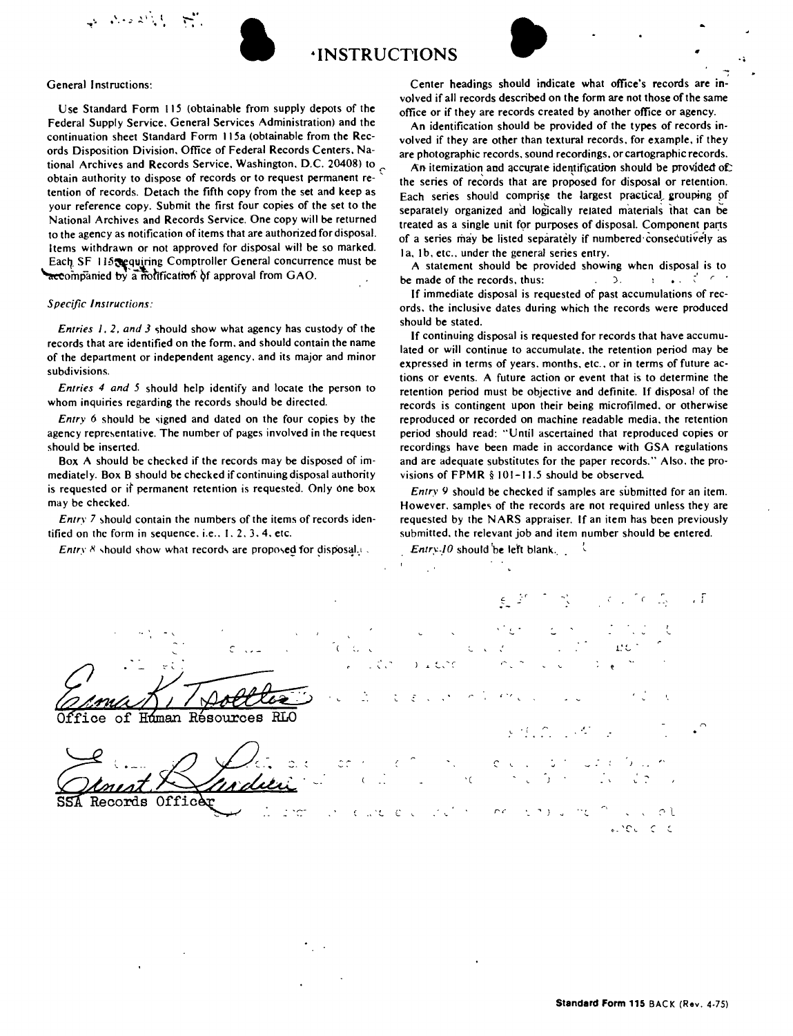# INSTRUCTIONS

General Instructions:

Use Standard Form 115 (obtainable from supply depots of the Federal Supply Service, General Services Administration) and the continuation sheet Standard Form 115a (obtainable from the Records Disposition Division, Office of Federal Records Centers, National Archives and Records Service, Washington, D.C. 20408) to obtain authority to dispose of records or to request permanent retention of records. Detach the fifth copy from the set and keep as your reference copy. Submit the first four copies of the set to the National Archives and Records Service. One copy will be returned to the agency as notification of items that are authorized for disposal. Items withdrawn or not approved for disposal will be so marked. Each SF 115 requiring Comptroller General concurrence must be accompanied by a notification of approval from GAO.

*Specific Instructions:*

*Entries 1, 2, and 3* should show what agency has custody of the records that are identified on the form, and should contain the name of the department or independent agency, and its major and minor subdivisions.

*Entries 4 and 5* should help identify and locate the person to whom inquiries regarding the records should be directed.

*Entry 6* should be signed and dated on the four copies by the agency representative. The number of pages involved in the request should be inserted.

Box A should be checked if the records may be disposed of immediately. Box B should be checked if continuing disposal authority is requested or if permanent retention is requested. Only one box may be checked.

*Entry 7* should contain the numbers of the items of records identified on the form in sequence, i.e., 1, 2, 3, 4, etc.

*Entry 8* should show what records are proposed for disposal.

Center headings should indicate what office's records are involved if all records described on the form are not those of the same office or if they are records created by another office or agency.

An identification should be provided of the types of records involved if they are other than textural records, for example, if they are photographic records, sound recordings, or cartographic records.

An itemization and accurate identification should be provided of the series of records that are proposed for disposal or retention. Each series should comprise the largest practical grouping of separately organized and logically related materials that can be treated as a single unit for purposes of disposal. Component parts of a series may be listed separately if numbered consecutively as 1a, 1b, etc., under the general series entry.

A statement should be provided showing when disposal is to be made of the records, thus:

If immediate disposal is requested of past accumulations of records, the inclusive dates during which the records were produced should be stated.

If continuing disposal is requested for records that have accumulated or will continue to accumulate, the retention period may be expressed in terms of years, months, etc., or in terms of future actions or events. A future action or event that is to determine the retention period must be objective and definite. If disposal of the records is contingent upon their being microfilmed, or otherwise reproduced or recorded on machine readable media, the retention period should read: "Until ascertained that reproduced copies or recordings have been made in accordance with GSA regulations and are adequate substitutes for the paper records." Also, the provisions of FPMR § 101-11.5 should be observed.

*Entry 9* should be checked if samples are submitted for an item. However, samples of the records are not required unless they are requested by the NARS appraiser. If an item has been previously submitted, the relevant job and item number should be entered.

*Entry 10* should be left blank.

Erma K. Trotter
Office of Human Resources RLO

Ernest R. Lardieri
SSA Records Officer

**Standard Form 115** BACK (Rev. 4-75)